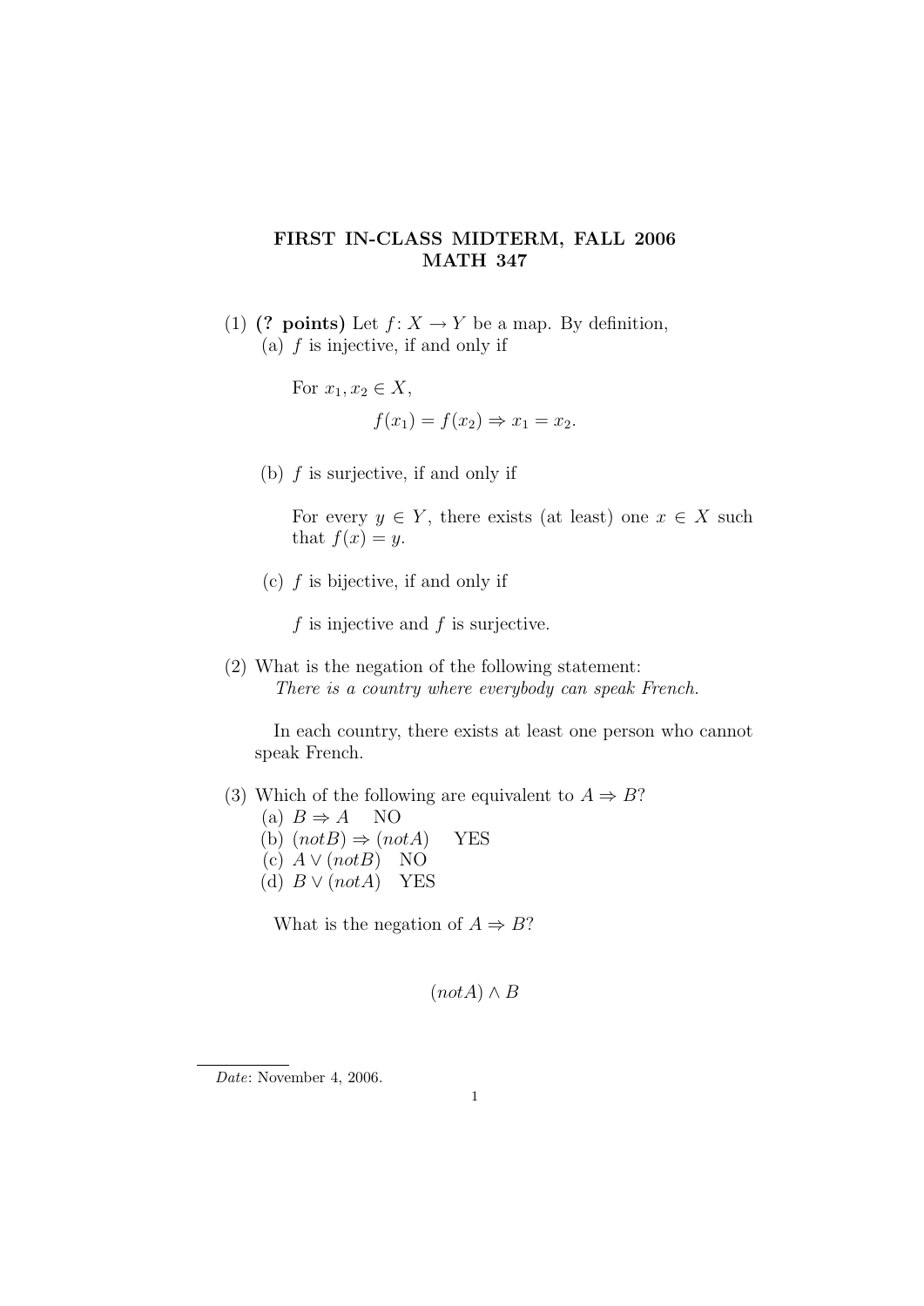# FIRST IN-CLASS MIDTERM, FALL 2006
## MATH 347

(1) **(? points)** Let $f\colon X \to Y$ be a map. By definition,

(a) $f$ is injective, if and only if

For $x_1, x_2 \in X$,

$$f(x_1) = f(x_2) \Rightarrow x_1 = x_2.$$

(b) $f$ is surjective, if and only if

For every $y \in Y$, there exists (at least) one $x \in X$ such that $f(x) = y$.

(c) $f$ is bijective, if and only if

$f$ is injective and $f$ is surjective.

(2) What is the negation of the following statement:
*There is a country where everybody can speak French.*

In each country, there exists at least one person who cannot speak French.

(3) Which of the following are equivalent to $A \Rightarrow B$?

(a) $B \Rightarrow A$ NO

(b) $(notB) \Rightarrow (notA)$ YES

(c) $A \vee (notB)$ NO

(d) $B \vee (notA)$ YES

What is the negation of $A \Rightarrow B$?

$$(notA) \wedge B$$

*Date*: November 4, 2006.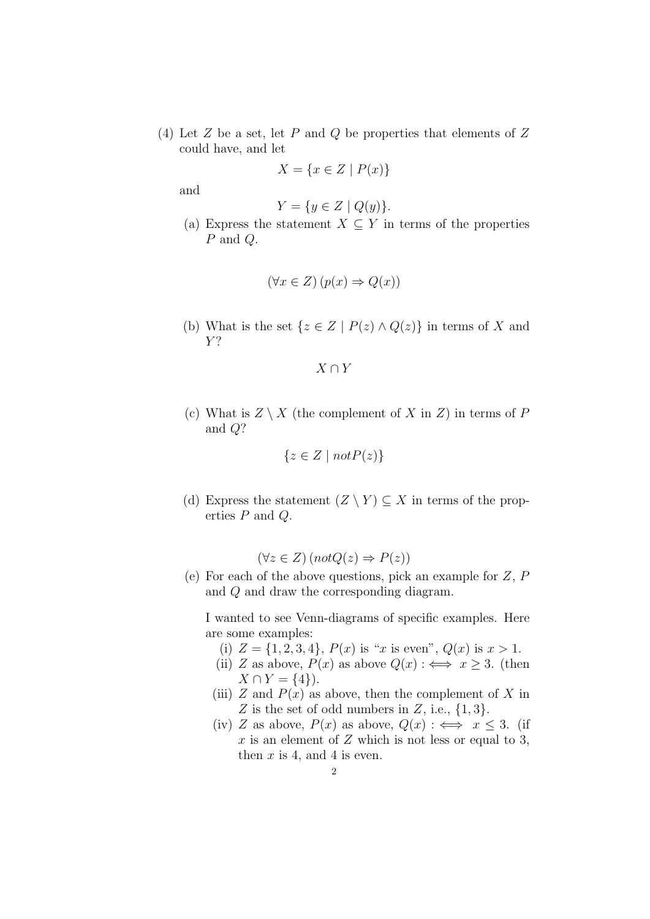(4) Let $Z$ be a set, let $P$ and $Q$ be properties that elements of $Z$ could have, and let

$$X = \{x \in Z \mid P(x)\}$$

and

$$Y = \{y \in Z \mid Q(y)\}.$$

(a) Express the statement $X \subseteq Y$ in terms of the properties $P$ and $Q$.

$$(\forall x \in Z)\,(p(x) \Rightarrow Q(x))$$

(b) What is the set $\{z \in Z \mid P(z) \wedge Q(z)\}$ in terms of $X$ and $Y$?

$$X \cap Y$$

(c) What is $Z \setminus X$ (the complement of $X$ in $Z$) in terms of $P$ and $Q$?

$$\{z \in Z \mid not P(z)\}$$

(d) Express the statement $(Z \setminus Y) \subseteq X$ in terms of the properties $P$ and $Q$.

$$(\forall z \in Z)\,(not Q(z) \Rightarrow P(z))$$

(e) For each of the above questions, pick an example for $Z$, $P$ and $Q$ and draw the corresponding diagram.

I wanted to see Venn-diagrams of specific examples. Here are some examples:

(i) $Z = \{1, 2, 3, 4\}$, $P(x)$ is "$x$ is even", $Q(x)$ is $x > 1$.

(ii) $Z$ as above, $P(x)$ as above $Q(x) :\iff x \geq 3$. (then $X \cap Y = \{4\}$).

(iii) $Z$ and $P(x)$ as above, then the complement of $X$ in $Z$ is the set of odd numbers in $Z$, i.e., $\{1, 3\}$.

(iv) $Z$ as above, $P(x)$ as above, $Q(x) :\iff x \leq 3$. (if $x$ is an element of $Z$ which is not less or equal to 3, then $x$ is 4, and 4 is even.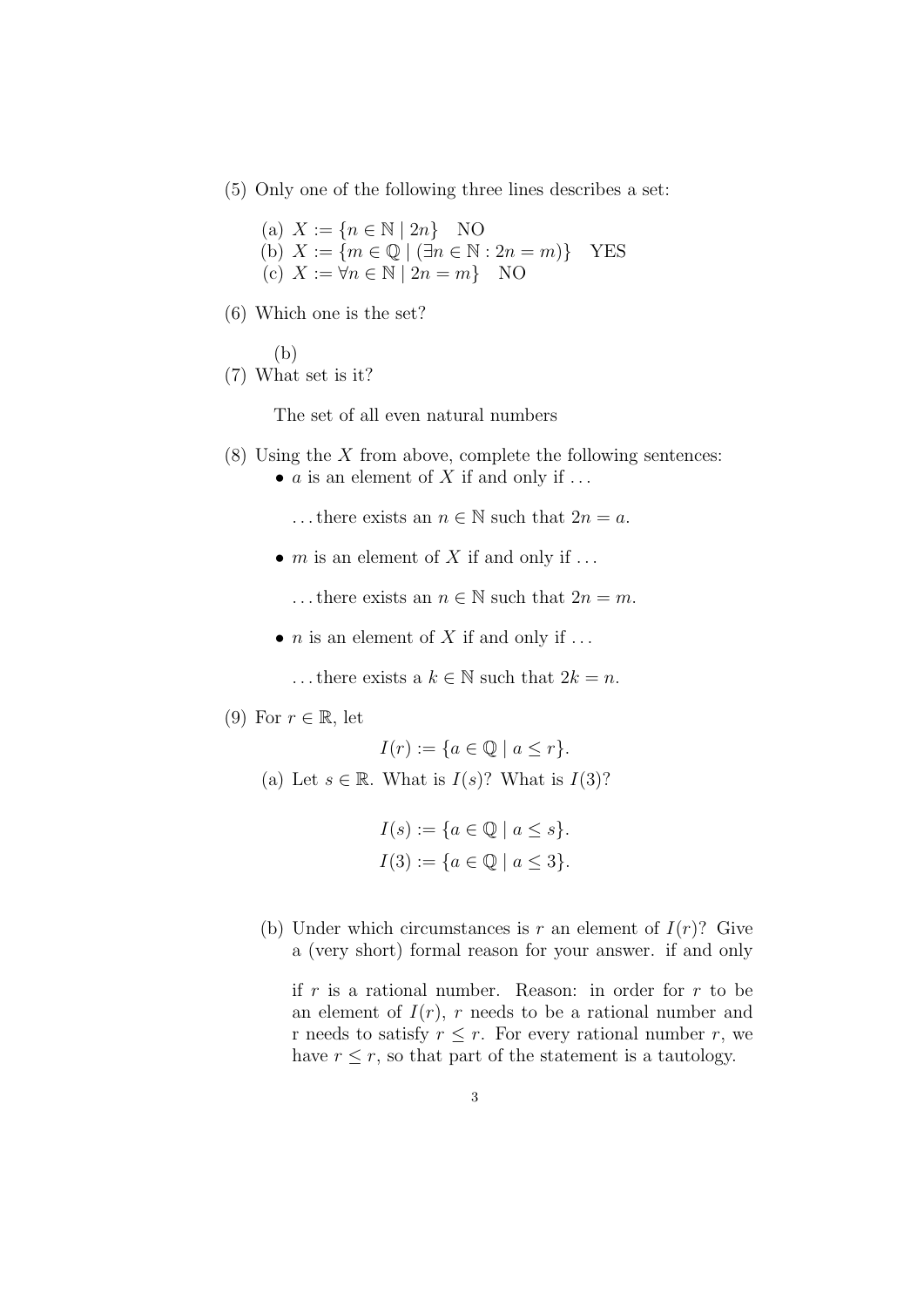(5) Only one of the following three lines describes a set:

   (a) $X := \{n \in \mathbb{N} \mid 2n\}$ NO
   (b) $X := \{m \in \mathbb{Q} \mid (\exists n \in \mathbb{N} : 2n = m)\}$ YES
   (c) $X := \forall n \in \mathbb{N} \mid 2n = m\}$ NO

(6) Which one is the set?

   (b)

(7) What set is it?

   The set of all even natural numbers

(8) Using the $X$ from above, complete the following sentences:

- $a$ is an element of $X$ if and only if ...

  ... there exists an $n \in \mathbb{N}$ such that $2n = a$.

- $m$ is an element of $X$ if and only if ...

  ... there exists an $n \in \mathbb{N}$ such that $2n = m$.

- $n$ is an element of $X$ if and only if ...

  ... there exists a $k \in \mathbb{N}$ such that $2k = n$.

(9) For $r \in \mathbb{R}$, let

$$I(r) := \{a \in \mathbb{Q} \mid a \leq r\}.$$

   (a) Let $s \in \mathbb{R}$. What is $I(s)$? What is $I(3)$?

$$I(s) := \{a \in \mathbb{Q} \mid a \leq s\}.$$
$$I(3) := \{a \in \mathbb{Q} \mid a \leq 3\}.$$

   (b) Under which circumstances is $r$ an element of $I(r)$? Give a (very short) formal reason for your answer. if and only

   if $r$ is a rational number. Reason: in order for $r$ to be an element of $I(r)$, $r$ needs to be a rational number and r needs to satisfy $r \leq r$. For every rational number $r$, we have $r \leq r$, so that part of the statement is a tautology.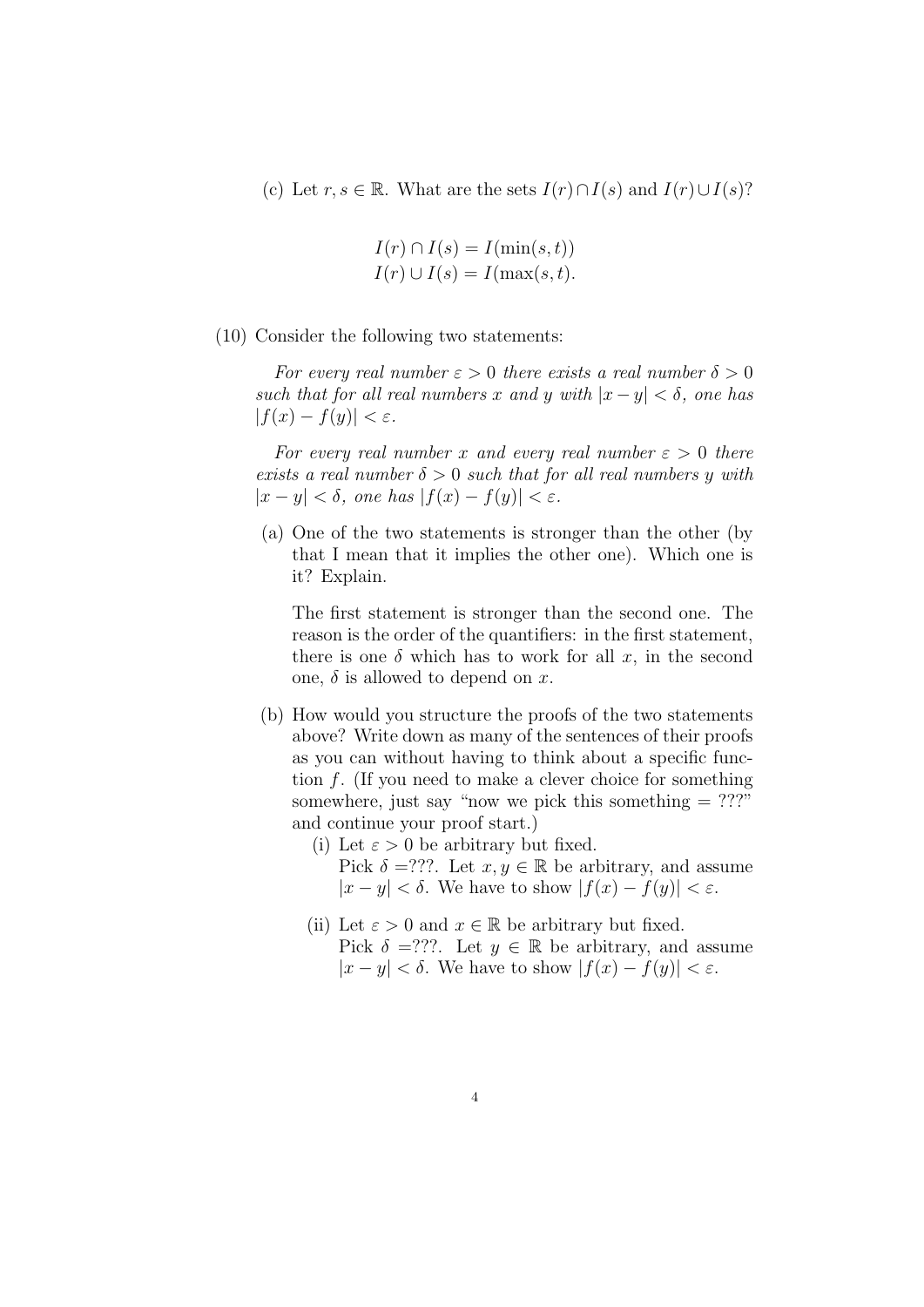(c) Let $r, s \in \mathbb{R}$. What are the sets $I(r) \cap I(s)$ and $I(r) \cup I(s)$?

$$I(r) \cap I(s) = I(\min(s, t))$$
$$I(r) \cup I(s) = I(\max(s, t).$$

(10) Consider the following two statements:

*For every real number $\varepsilon > 0$ there exists a real number $\delta > 0$ such that for all real numbers $x$ and $y$ with $|x - y| < \delta$, one has $|f(x) - f(y)| < \varepsilon$.*

*For every real number $x$ and every real number $\varepsilon > 0$ there exists a real number $\delta > 0$ such that for all real numbers $y$ with $|x - y| < \delta$, one has $|f(x) - f(y)| < \varepsilon$.*

(a) One of the two statements is stronger than the other (by that I mean that it implies the other one). Which one is it? Explain.

The first statement is stronger than the second one. The reason is the order of the quantifiers: in the first statement, there is one $\delta$ which has to work for all $x$, in the second one, $\delta$ is allowed to depend on $x$.

(b) How would you structure the proofs of the two statements above? Write down as many of the sentences of their proofs as you can without having to think about a specific function $f$. (If you need to make a clever choice for something somewhere, just say "now we pick this something = ???" and continue your proof start.)

(i) Let $\varepsilon > 0$ be arbitrary but fixed.
Pick $\delta =$???. Let $x, y \in \mathbb{R}$ be arbitrary, and assume $|x - y| < \delta$. We have to show $|f(x) - f(y)| < \varepsilon$.

(ii) Let $\varepsilon > 0$ and $x \in \mathbb{R}$ be arbitrary but fixed.
Pick $\delta =$???. Let $y \in \mathbb{R}$ be arbitrary, and assume $|x - y| < \delta$. We have to show $|f(x) - f(y)| < \varepsilon$.